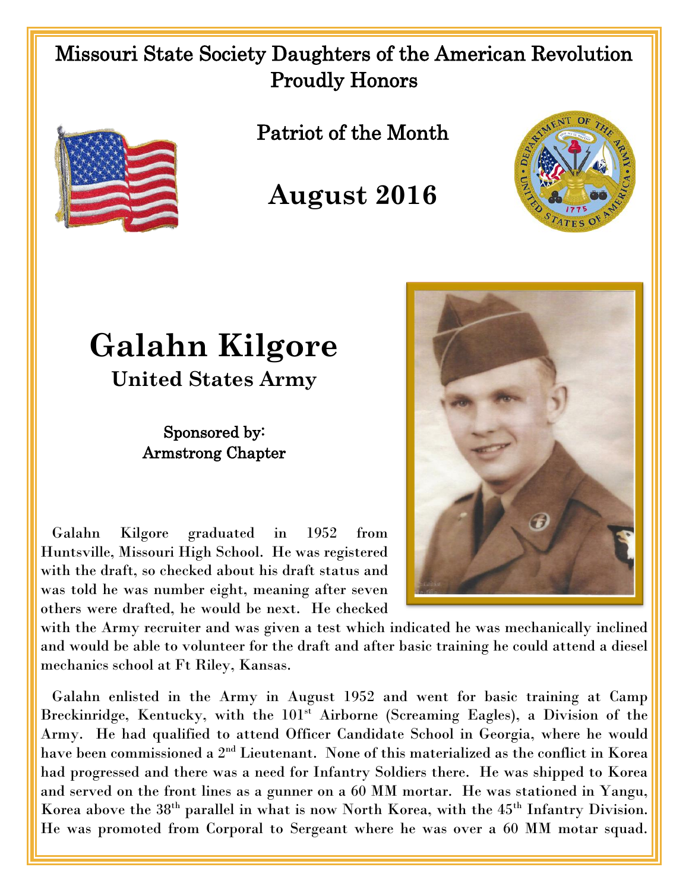Missouri State Society Daughters of the American Revolution
Proudly Honors

Patriot of the Month

## August 2016

# Galahn Kilgore

### United States Army

Sponsored by:
Armstrong Chapter

Galahn Kilgore graduated in 1952 from Huntsville, Missouri High School. He was registered with the draft, so checked about his draft status and was told he was number eight, meaning after seven others were drafted, he would be next. He checked with the Army recruiter and was given a test which indicated he was mechanically inclined and would be able to volunteer for the draft and after basic training he could attend a diesel mechanics school at Ft Riley, Kansas.

Galahn enlisted in the Army in August 1952 and went for basic training at Camp Breckinridge, Kentucky, with the 101st Airborne (Screaming Eagles), a Division of the Army. He had qualified to attend Officer Candidate School in Georgia, where he would have been commissioned a 2nd Lieutenant. None of this materialized as the conflict in Korea had progressed and there was a need for Infantry Soldiers there. He was shipped to Korea and served on the front lines as a gunner on a 60 MM mortar. He was stationed in Yangu, Korea above the 38th parallel in what is now North Korea, with the 45th Infantry Division. He was promoted from Corporal to Sergeant where he was over a 60 MM motar squad.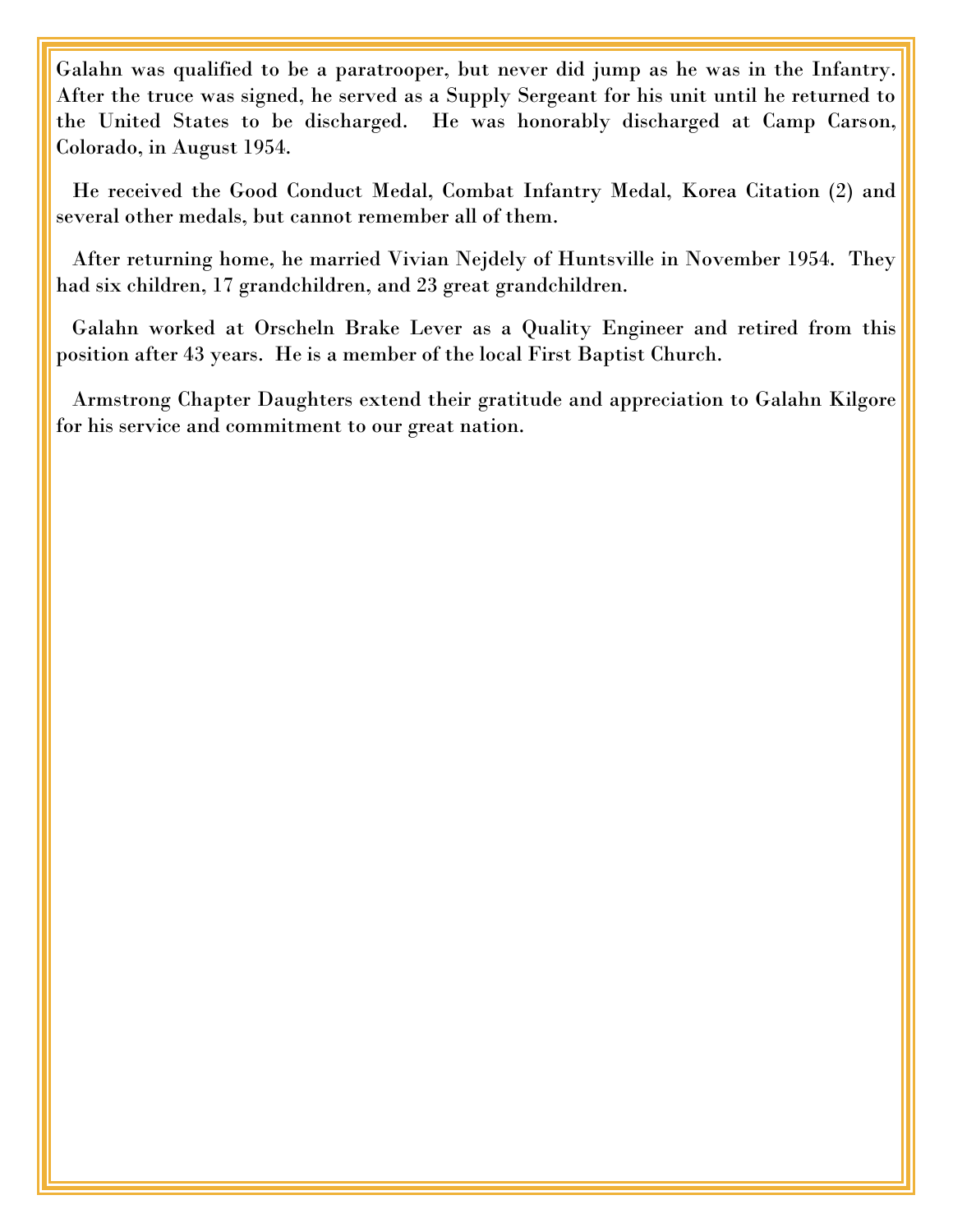Galahn was qualified to be a paratrooper, but never did jump as he was in the Infantry. After the truce was signed, he served as a Supply Sergeant for his unit until he returned to the United States to be discharged. He was honorably discharged at Camp Carson, Colorado, in August 1954.

He received the Good Conduct Medal, Combat Infantry Medal, Korea Citation (2) and several other medals, but cannot remember all of them.

After returning home, he married Vivian Nejdely of Huntsville in November 1954. They had six children, 17 grandchildren, and 23 great grandchildren.

Galahn worked at Orscheln Brake Lever as a Quality Engineer and retired from this position after 43 years. He is a member of the local First Baptist Church.

Armstrong Chapter Daughters extend their gratitude and appreciation to Galahn Kilgore for his service and commitment to our great nation.